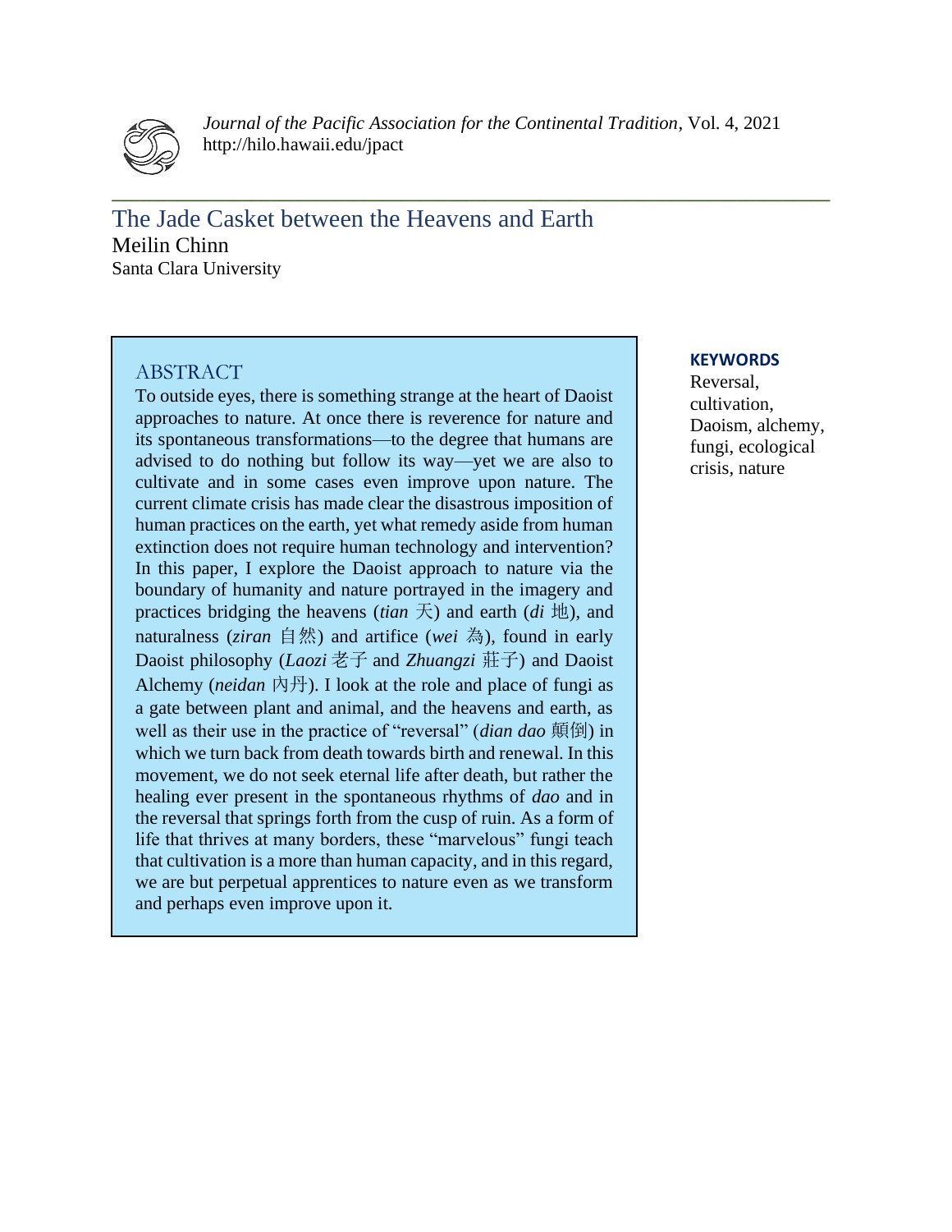# The Jade Casket between the Heavens and Earth

Meilin Chinn
Santa Clara University

## ABSTRACT

To outside eyes, there is something strange at the heart of Daoist approaches to nature. At once there is reverence for nature and its spontaneous transformations—to the degree that humans are advised to do nothing but follow its way—yet we are also to cultivate and in some cases even improve upon nature. The current climate crisis has made clear the disastrous imposition of human practices on the earth, yet what remedy aside from human extinction does not require human technology and intervention? In this paper, I explore the Daoist approach to nature via the boundary of humanity and nature portrayed in the imagery and practices bridging the heavens (*tian* 天) and earth (*di* 地), and naturalness (*ziran* 自然) and artifice (*wei* 為), found in early Daoist philosophy (*Laozi* 老子 and *Zhuangzi* 莊子) and Daoist Alchemy (*neidan* 內丹). I look at the role and place of fungi as a gate between plant and animal, and the heavens and earth, as well as their use in the practice of "reversal" (*dian dao* 顛倒) in which we turn back from death towards birth and renewal. In this movement, we do not seek eternal life after death, but rather the healing ever present in the spontaneous rhythms of *dao* and in the reversal that springs forth from the cusp of ruin. As a form of life that thrives at many borders, these "marvelous" fungi teach that cultivation is a more than human capacity, and in this regard, we are but perpetual apprentices to nature even as we transform and perhaps even improve upon it.

**KEYWORDS**

Reversal, cultivation, Daoism, alchemy, fungi, ecological crisis, nature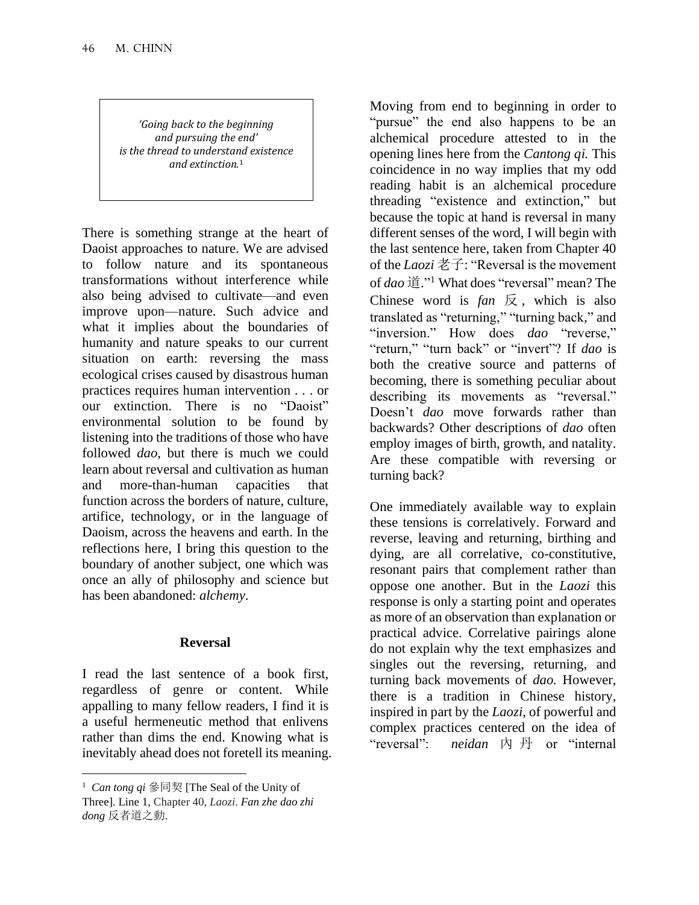> *'Going back to the beginning*
> *and pursuing the end'*
> *is the thread to understand existence*
> *and extinction.*[1]

There is something strange at the heart of Daoist approaches to nature. We are advised to follow nature and its spontaneous transformations without interference while also being advised to cultivate—and even improve upon—nature. Such advice and what it implies about the boundaries of humanity and nature speaks to our current situation on earth: reversing the mass ecological crises caused by disastrous human practices requires human intervention . . . or our extinction. There is no "Daoist" environmental solution to be found by listening into the traditions of those who have followed *dao*, but there is much we could learn about reversal and cultivation as human and more-than-human capacities that function across the borders of nature, culture, artifice, technology, or in the language of Daoism, across the heavens and earth. In the reflections here, I bring this question to the boundary of another subject, one which was once an ally of philosophy and science but has been abandoned: *alchemy*.

## Reversal

I read the last sentence of a book first, regardless of genre or content. While appalling to many fellow readers, I find it is a useful hermeneutic method that enlivens rather than dims the end. Knowing what is inevitably ahead does not foretell its meaning. Moving from end to beginning in order to "pursue" the end also happens to be an alchemical procedure attested to in the opening lines here from the *Cantong qi.* This coincidence in no way implies that my odd reading habit is an alchemical procedure threading "existence and extinction," but because the topic at hand is reversal in many different senses of the word, I will begin with the last sentence here, taken from Chapter 40 of the *Laozi* 老子: "Reversal is the movement of *dao* 道."[1] What does "reversal" mean? The Chinese word is *fan* 反, which is also translated as "returning," "turning back," and "inversion." How does *dao* "reverse," "return," "turn back" or "invert"? If *dao* is both the creative source and patterns of becoming, there is something peculiar about describing its movements as "reversal." Doesn't *dao* move forwards rather than backwards? Other descriptions of *dao* often employ images of birth, growth, and natality. Are these compatible with reversing or turning back?

One immediately available way to explain these tensions is correlatively. Forward and reverse, leaving and returning, birthing and dying, are all correlative, co-constitutive, resonant pairs that complement rather than oppose one another. But in the *Laozi* this response is only a starting point and operates as more of an observation than explanation or practical advice. Correlative pairings alone do not explain why the text emphasizes and singles out the reversing, returning, and turning back movements of *dao.* However, there is a tradition in Chinese history, inspired in part by the *Laozi*, of powerful and complex practices centered on the idea of "reversal": *neidan* 內丹 or "internal

---

[1] *Can tong qi* 參同契 [The Seal of the Unity of Three]. Line 1, Chapter 40, *Laozi*. *Fan zhe dao zhi dong* 反者道之動.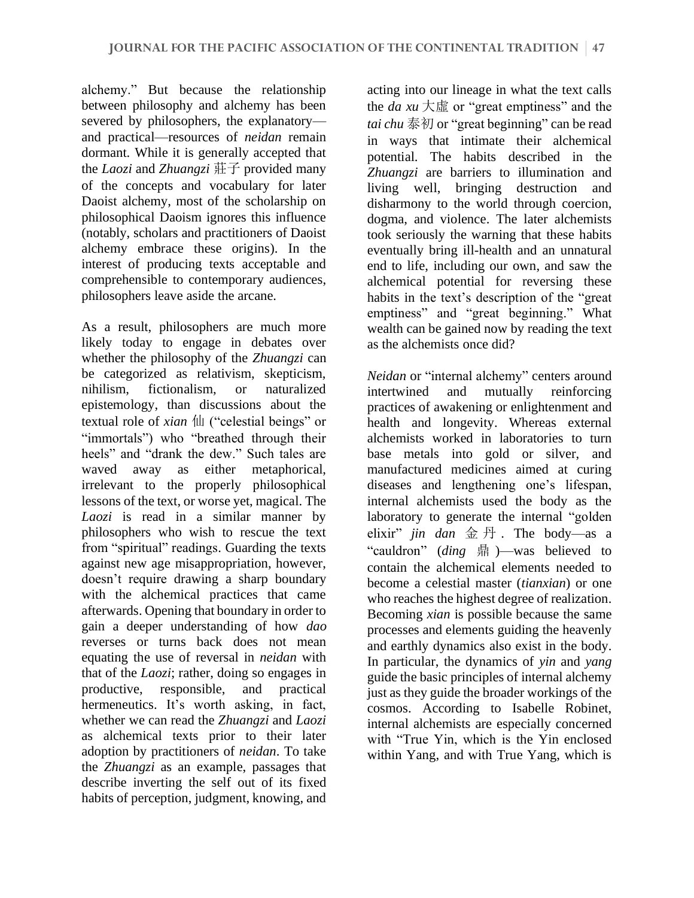alchemy." But because the relationship between philosophy and alchemy has been severed by philosophers, the explanatory—and practical—resources of *neidan* remain dormant. While it is generally accepted that the *Laozi* and *Zhuangzi* 莊子 provided many of the concepts and vocabulary for later Daoist alchemy, most of the scholarship on philosophical Daoism ignores this influence (notably, scholars and practitioners of Daoist alchemy embrace these origins). In the interest of producing texts acceptable and comprehensible to contemporary audiences, philosophers leave aside the arcane.

As a result, philosophers are much more likely today to engage in debates over whether the philosophy of the *Zhuangzi* can be categorized as relativism, skepticism, nihilism, fictionalism, or naturalized epistemology, than discussions about the textual role of *xian* 仙 ("celestial beings" or "immortals") who "breathed through their heels" and "drank the dew." Such tales are waved away as either metaphorical, irrelevant to the properly philosophical lessons of the text, or worse yet, magical. The *Laozi* is read in a similar manner by philosophers who wish to rescue the text from "spiritual" readings. Guarding the texts against new age misappropriation, however, doesn't require drawing a sharp boundary with the alchemical practices that came afterwards. Opening that boundary in order to gain a deeper understanding of how *dao* reverses or turns back does not mean equating the use of reversal in *neidan* with that of the *Laozi*; rather, doing so engages in productive, responsible, and practical hermeneutics. It's worth asking, in fact, whether we can read the *Zhuangzi* and *Laozi* as alchemical texts prior to their later adoption by practitioners of *neidan*. To take the *Zhuangzi* as an example, passages that describe inverting the self out of its fixed habits of perception, judgment, knowing, and acting into our lineage in what the text calls the *da xu* 大虛 or "great emptiness" and the *tai chu* 泰初 or "great beginning" can be read in ways that intimate their alchemical potential. The habits described in the *Zhuangzi* are barriers to illumination and living well, bringing destruction and disharmony to the world through coercion, dogma, and violence. The later alchemists took seriously the warning that these habits eventually bring ill-health and an unnatural end to life, including our own, and saw the alchemical potential for reversing these habits in the text's description of the "great emptiness" and "great beginning." What wealth can be gained now by reading the text as the alchemists once did?

*Neidan* or "internal alchemy" centers around intertwined and mutually reinforcing practices of awakening or enlightenment and health and longevity. Whereas external alchemists worked in laboratories to turn base metals into gold or silver, and manufactured medicines aimed at curing diseases and lengthening one's lifespan, internal alchemists used the body as the laboratory to generate the internal "golden elixir" *jin dan* 金丹. The body—as a "cauldron" (*ding* 鼎)—was believed to contain the alchemical elements needed to become a celestial master (*tianxian*) or one who reaches the highest degree of realization. Becoming *xian* is possible because the same processes and elements guiding the heavenly and earthly dynamics also exist in the body. In particular, the dynamics of *yin* and *yang* guide the basic principles of internal alchemy just as they guide the broader workings of the cosmos. According to Isabelle Robinet, internal alchemists are especially concerned with "True Yin, which is the Yin enclosed within Yang, and with True Yang, which is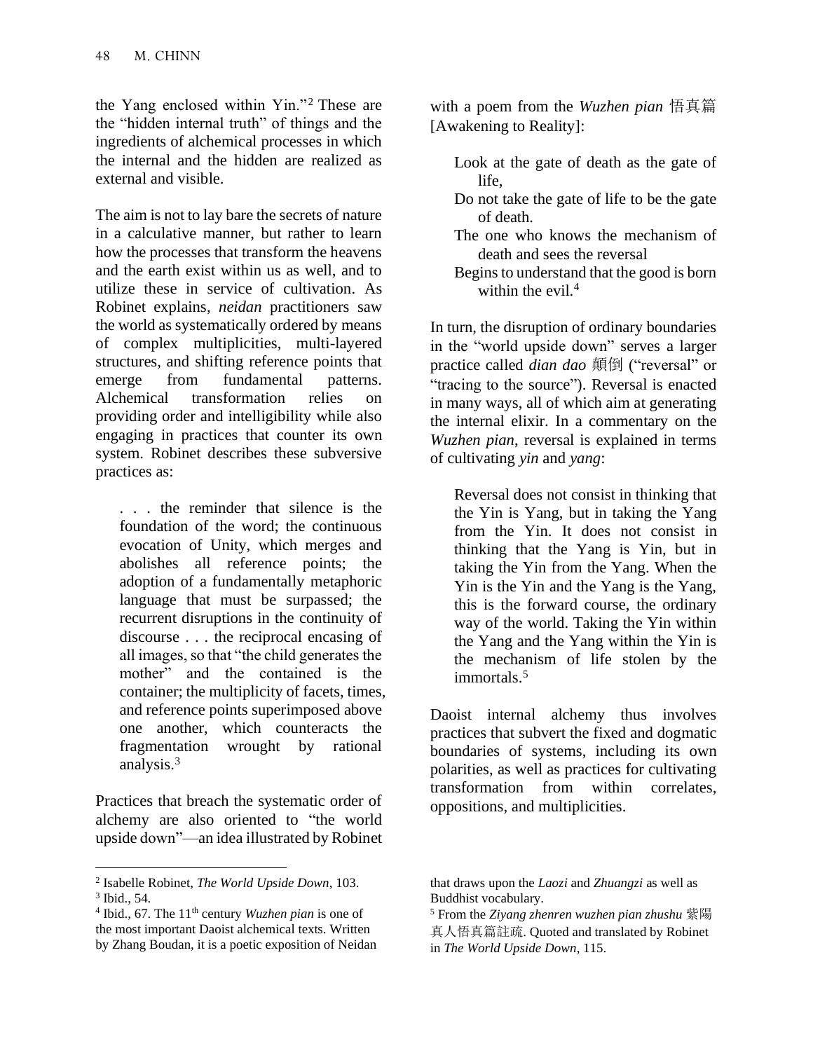the Yang enclosed within Yin."[2] These are the "hidden internal truth" of things and the ingredients of alchemical processes in which the internal and the hidden are realized as external and visible.

The aim is not to lay bare the secrets of nature in a calculative manner, but rather to learn how the processes that transform the heavens and the earth exist within us as well, and to utilize these in service of cultivation. As Robinet explains, *neidan* practitioners saw the world as systematically ordered by means of complex multiplicities, multi-layered structures, and shifting reference points that emerge from fundamental patterns. Alchemical transformation relies on providing order and intelligibility while also engaging in practices that counter its own system. Robinet describes these subversive practices as:

> . . . the reminder that silence is the foundation of the word; the continuous evocation of Unity, which merges and abolishes all reference points; the adoption of a fundamentally metaphoric language that must be surpassed; the recurrent disruptions in the continuity of discourse . . . the reciprocal encasing of all images, so that "the child generates the mother" and the contained is the container; the multiplicity of facets, times, and reference points superimposed above one another, which counteracts the fragmentation wrought by rational analysis.[3]

Practices that breach the systematic order of alchemy are also oriented to "the world upside down"—an idea illustrated by Robinet with a poem from the *Wuzhen pian* 悟真篇 [Awakening to Reality]:

> Look at the gate of death as the gate of life,
> Do not take the gate of life to be the gate of death.
> The one who knows the mechanism of death and sees the reversal
> Begins to understand that the good is born within the evil.[4]

In turn, the disruption of ordinary boundaries in the "world upside down" serves a larger practice called *dian dao* 顛倒 ("reversal" or "tracing to the source"). Reversal is enacted in many ways, all of which aim at generating the internal elixir. In a commentary on the *Wuzhen pian*, reversal is explained in terms of cultivating *yin* and *yang*:

> Reversal does not consist in thinking that the Yin is Yang, but in taking the Yang from the Yin. It does not consist in thinking that the Yang is Yin, but in taking the Yin from the Yang. When the Yin is the Yin and the Yang is the Yang, this is the forward course, the ordinary way of the world. Taking the Yin within the Yang and the Yang within the Yin is the mechanism of life stolen by the immortals.[5]

Daoist internal alchemy thus involves practices that subvert the fixed and dogmatic boundaries of systems, including its own polarities, as well as practices for cultivating transformation from within correlates, oppositions, and multiplicities.

---

[2] Isabelle Robinet, *The World Upside Down*, 103.

[3] Ibid., 54.

[4] Ibid., 67. The 11th century *Wuzhen pian* is one of the most important Daoist alchemical texts. Written by Zhang Boudan, it is a poetic exposition of Neidan that draws upon the *Laozi* and *Zhuangzi* as well as Buddhist vocabulary.

[5] From the *Ziyang zhenren wuzhen pian zhushu* 紫陽真人悟真篇註疏. Quoted and translated by Robinet in *The World Upside Down*, 115.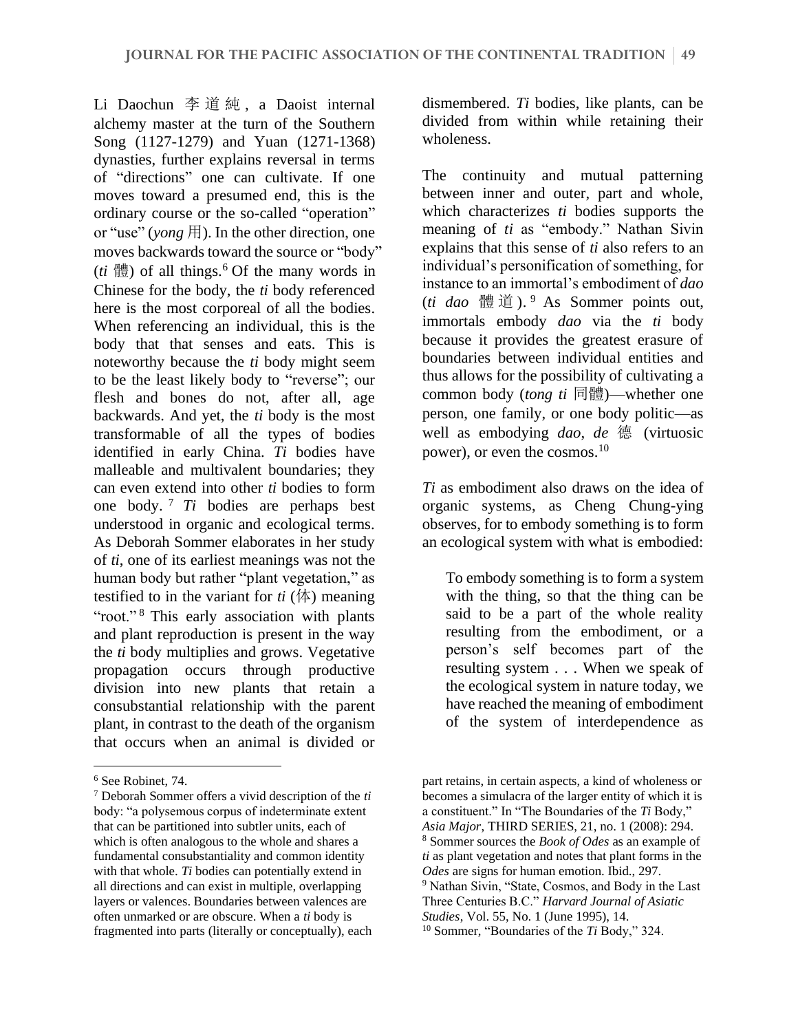Li Daochun 李道純, a Daoist internal alchemy master at the turn of the Southern Song (1127-1279) and Yuan (1271-1368) dynasties, further explains reversal in terms of "directions" one can cultivate. If one moves toward a presumed end, this is the ordinary course or the so-called "operation" or "use" (*yong* 用). In the other direction, one moves backwards toward the source or "body" (*ti* 體) of all things.[6] Of the many words in Chinese for the body, the *ti* body referenced here is the most corporeal of all the bodies. When referencing an individual, this is the body that that senses and eats. This is noteworthy because the *ti* body might seem to be the least likely body to "reverse"; our flesh and bones do not, after all, age backwards. And yet, the *ti* body is the most transformable of all the types of bodies identified in early China. *Ti* bodies have malleable and multivalent boundaries; they can even extend into other *ti* bodies to form one body.[7] *Ti* bodies are perhaps best understood in organic and ecological terms. As Deborah Sommer elaborates in her study of *ti*, one of its earliest meanings was not the human body but rather "plant vegetation," as testified to in the variant for *ti* (体) meaning "root."[8] This early association with plants and plant reproduction is present in the way the *ti* body multiplies and grows. Vegetative propagation occurs through productive division into new plants that retain a consubstantial relationship with the parent plant, in contrast to the death of the organism that occurs when an animal is divided or dismembered. *Ti* bodies, like plants, can be divided from within while retaining their wholeness.

The continuity and mutual patterning between inner and outer, part and whole, which characterizes *ti* bodies supports the meaning of *ti* as "embody." Nathan Sivin explains that this sense of *ti* also refers to an individual's personification of something, for instance to an immortal's embodiment of *dao* (*ti dao* 體道).[9] As Sommer points out, immortals embody *dao* via the *ti* body because it provides the greatest erasure of boundaries between individual entities and thus allows for the possibility of cultivating a common body (*tong ti* 同體)—whether one person, one family, or one body politic—as well as embodying *dao*, *de* 德 (virtuosic power), or even the cosmos.[10]

*Ti* as embodiment also draws on the idea of organic systems, as Cheng Chung-ying observes, for to embody something is to form an ecological system with what is embodied:

> To embody something is to form a system with the thing, so that the thing can be said to be a part of the whole reality resulting from the embodiment, or a person's self becomes part of the resulting system . . . When we speak of the ecological system in nature today, we have reached the meaning of embodiment of the system of interdependence as

---

[6] See Robinet, 74.

[7] Deborah Sommer offers a vivid description of the *ti* body: "a polysemous corpus of indeterminate extent that can be partitioned into subtler units, each of which is often analogous to the whole and shares a fundamental consubstantiality and common identity with that whole. *Ti* bodies can potentially extend in all directions and can exist in multiple, overlapping layers or valences. Boundaries between valences are often unmarked or are obscure. When a *ti* body is fragmented into parts (literally or conceptually), each part retains, in certain aspects, a kind of wholeness or becomes a simulacra of the larger entity of which it is a constituent." In "The Boundaries of the *Ti* Body," *Asia Major*, THIRD SERIES, 21, no. 1 (2008): 294.

[8] Sommer sources the *Book of Odes* as an example of *ti* as plant vegetation and notes that plant forms in the *Odes* are signs for human emotion. Ibid., 297.

[9] Nathan Sivin, "State, Cosmos, and Body in the Last Three Centuries B.C." *Harvard Journal of Asiatic Studies*, Vol. 55, No. 1 (June 1995), 14.

[10] Sommer, "Boundaries of the *Ti* Body," 324.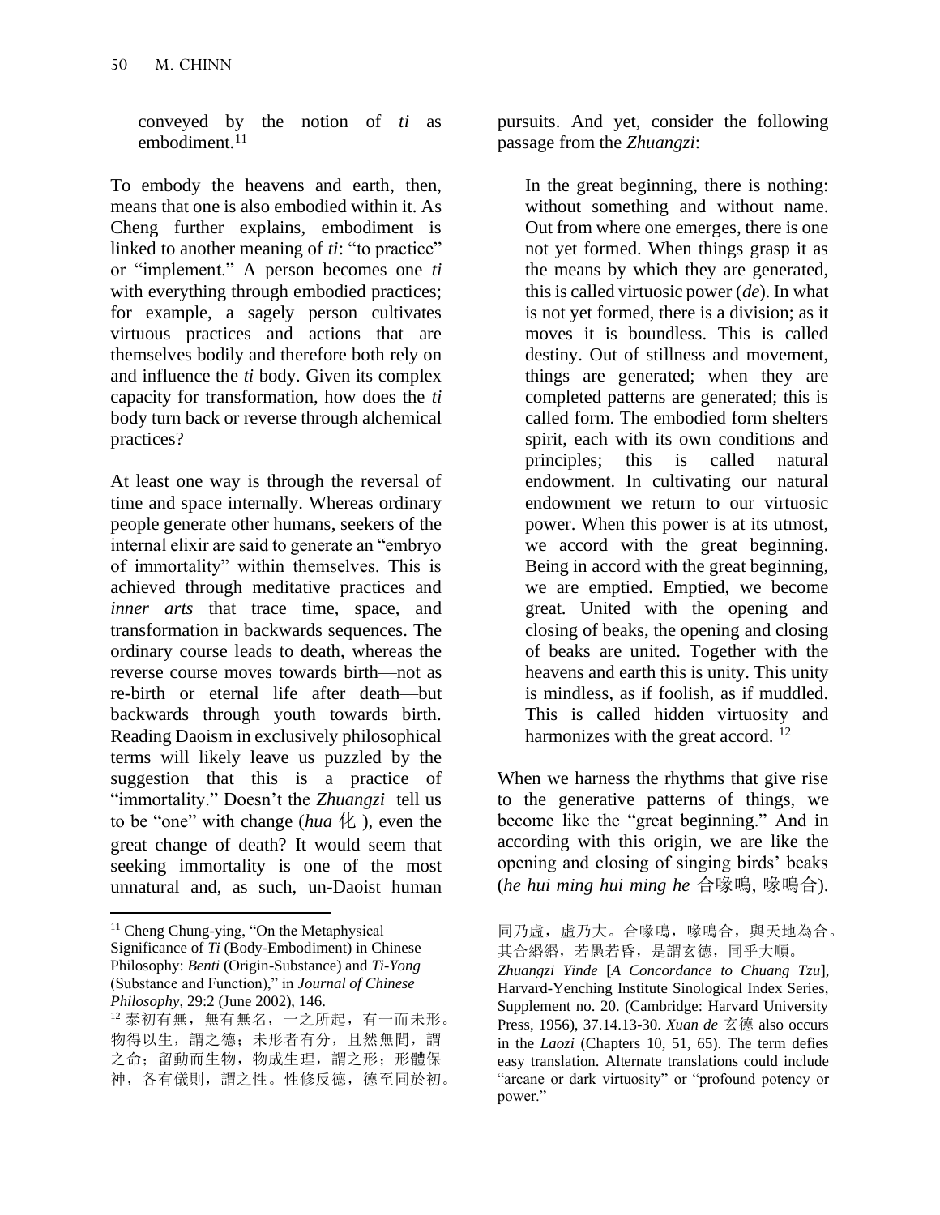conveyed by the notion of *ti* as embodiment.[11]

To embody the heavens and earth, then, means that one is also embodied within it. As Cheng further explains, embodiment is linked to another meaning of *ti*: "to practice" or "implement." A person becomes one *ti* with everything through embodied practices; for example, a sagely person cultivates virtuous practices and actions that are themselves bodily and therefore both rely on and influence the *ti* body. Given its complex capacity for transformation, how does the *ti* body turn back or reverse through alchemical practices?

At least one way is through the reversal of time and space internally. Whereas ordinary people generate other humans, seekers of the internal elixir are said to generate an "embryo of immortality" within themselves. This is achieved through meditative practices and *inner arts* that trace time, space, and transformation in backwards sequences. The ordinary course leads to death, whereas the reverse course moves towards birth—not as re-birth or eternal life after death—but backwards through youth towards birth. Reading Daoism in exclusively philosophical terms will likely leave us puzzled by the suggestion that this is a practice of "immortality." Doesn't the *Zhuangzi* tell us to be "one" with change (*hua* 化 ), even the great change of death? It would seem that seeking immortality is one of the most unnatural and, as such, un-Daoist human pursuits. And yet, consider the following passage from the *Zhuangzi*:

> In the great beginning, there is nothing: without something and without name. Out from where one emerges, there is one not yet formed. When things grasp it as the means by which they are generated, this is called virtuosic power (*de*). In what is not yet formed, there is a division; as it moves it is boundless. This is called destiny. Out of stillness and movement, things are generated; when they are completed patterns are generated; this is called form. The embodied form shelters spirit, each with its own conditions and principles; this is called natural endowment. In cultivating our natural endowment we return to our virtuosic power. When this power is at its utmost, we accord with the great beginning. Being in accord with the great beginning, we are emptied. Emptied, we become great. United with the opening and closing of beaks, the opening and closing of beaks are united. Together with the heavens and earth this is unity. This unity is mindless, as if foolish, as if muddled. This is called hidden virtuosity and harmonizes with the great accord. [12]

When we harness the rhythms that give rise to the generative patterns of things, we become like the "great beginning." And in according with this origin, we are like the opening and closing of singing birds' beaks (*he hui ming hui ming he* 合喙鳴, 喙鳴合).

---

[11] Cheng Chung-ying, "On the Metaphysical Significance of *Ti* (Body-Embodiment) in Chinese Philosophy: *Benti* (Origin-Substance) and *Ti-Yong* (Substance and Function)," in *Journal of Chinese Philosophy*, 29:2 (June 2002), 146.

[12] 泰初有無，無有無名，一之所起，有一而未形。物得以生，謂之德；未形者有分，且然無間，謂之命；留動而生物，物成生理，謂之形；形體保神，各有儀則，謂之性。性修反德，德至同於初。同乃虛，虛乃大。合喙鳴，喙鳴合，與天地為合。其合緡緡，若愚若昏，是謂玄德，同乎大順。 *Zhuangzi Yinde* [*A Concordance to Chuang Tzu*], Harvard-Yenching Institute Sinological Index Series, Supplement no. 20. (Cambridge: Harvard University Press, 1956), 37.14.13-30. *Xuan de* 玄德 also occurs in the *Laozi* (Chapters 10, 51, 65). The term defies easy translation. Alternate translations could include "arcane or dark virtuosity" or "profound potency or power."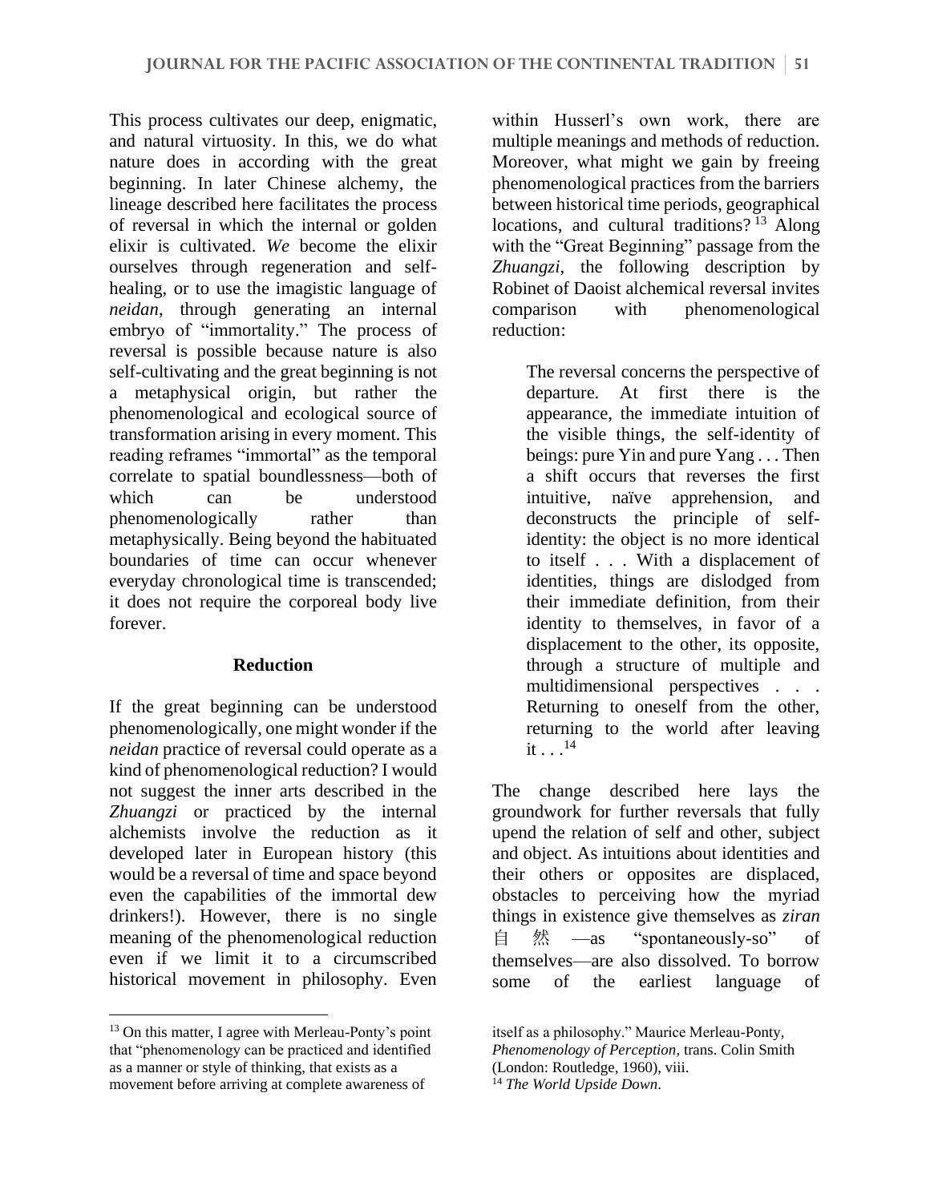This process cultivates our deep, enigmatic, and natural virtuosity. In this, we do what nature does in according with the great beginning. In later Chinese alchemy, the lineage described here facilitates the process of reversal in which the internal or golden elixir is cultivated. *We* become the elixir ourselves through regeneration and self-healing, or to use the imagistic language of *neidan*, through generating an internal embryo of "immortality." The process of reversal is possible because nature is also self-cultivating and the great beginning is not a metaphysical origin, but rather the phenomenological and ecological source of transformation arising in every moment. This reading reframes "immortal" as the temporal correlate to spatial boundlessness—both of which can be understood phenomenologically rather than metaphysically. Being beyond the habituated boundaries of time can occur whenever everyday chronological time is transcended; it does not require the corporeal body live forever.

### Reduction

If the great beginning can be understood phenomenologically, one might wonder if the *neidan* practice of reversal could operate as a kind of phenomenological reduction? I would not suggest the inner arts described in the *Zhuangzi* or practiced by the internal alchemists involve the reduction as it developed later in European history (this would be a reversal of time and space beyond even the capabilities of the immortal dew drinkers!). However, there is no single meaning of the phenomenological reduction even if we limit it to a circumscribed historical movement in philosophy. Even within Husserl's own work, there are multiple meanings and methods of reduction. Moreover, what might we gain by freeing phenomenological practices from the barriers between historical time periods, geographical locations, and cultural traditions?[13] Along with the "Great Beginning" passage from the *Zhuangzi*, the following description by Robinet of Daoist alchemical reversal invites comparison with phenomenological reduction:

> The reversal concerns the perspective of departure. At first there is the appearance, the immediate intuition of the visible things, the self-identity of beings: pure Yin and pure Yang . . . Then a shift occurs that reverses the first intuitive, naïve apprehension, and deconstructs the principle of self-identity: the object is no more identical to itself . . . With a displacement of identities, things are dislodged from their immediate definition, from their identity to themselves, in favor of a displacement to the other, its opposite, through a structure of multiple and multidimensional perspectives . . . Returning to oneself from the other, returning to the world after leaving it . . .[14]

The change described here lays the groundwork for further reversals that fully upend the relation of self and other, subject and object. As intuitions about identities and their others or opposites are displaced, obstacles to perceiving how the myriad things in existence give themselves as *ziran* 自然—as "spontaneously-so" of themselves—are also dissolved. To borrow some of the earliest language of

---

[13] On this matter, I agree with Merleau-Ponty's point that "phenomenology can be practiced and identified as a manner or style of thinking, that exists as a movement before arriving at complete awareness of itself as a philosophy." Maurice Merleau-Ponty, *Phenomenology of Perception*, trans. Colin Smith (London: Routledge, 1960), viii.

[14] *The World Upside Down*.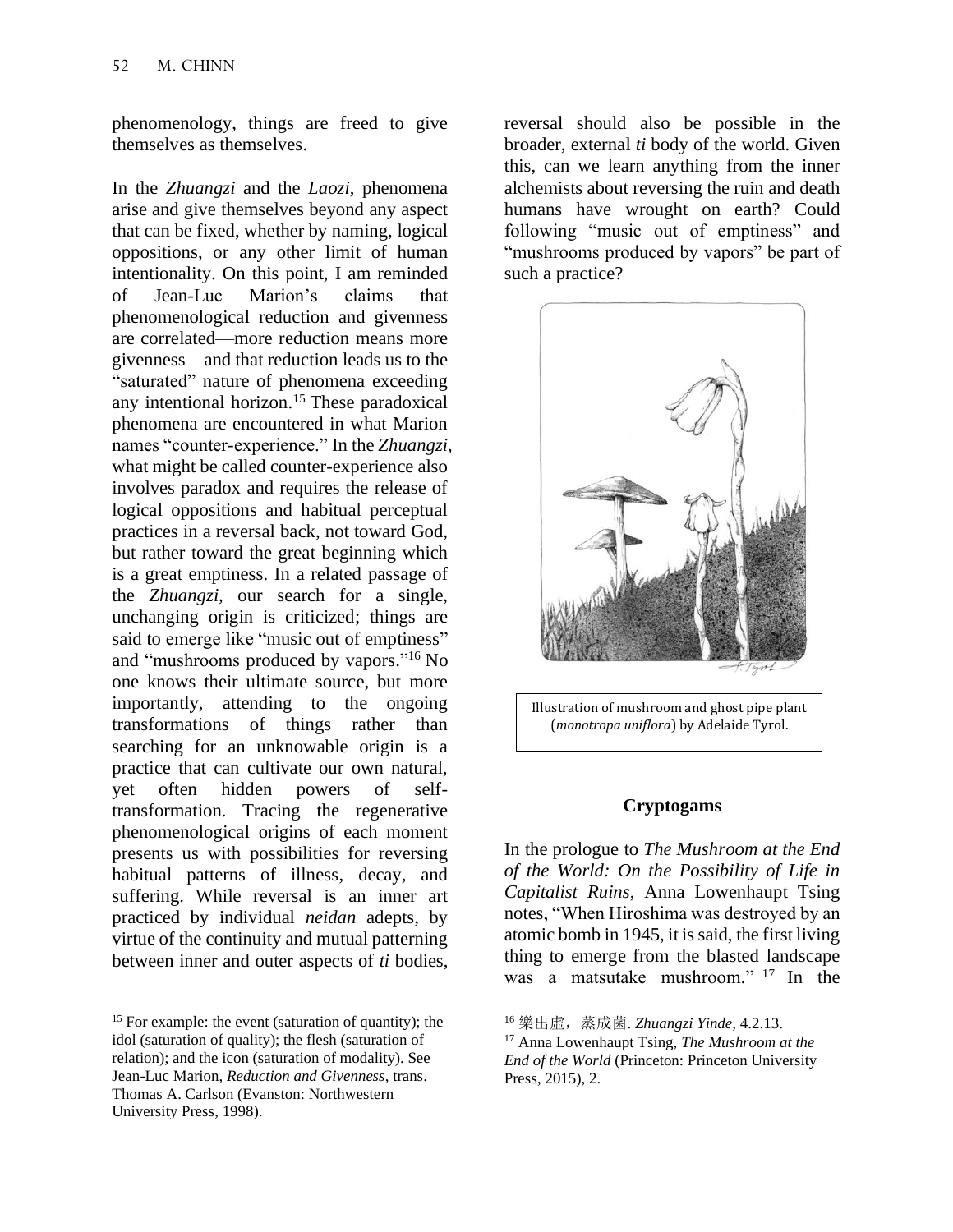phenomenology, things are freed to give themselves as themselves.

In the *Zhuangzi* and the *Laozi*, phenomena arise and give themselves beyond any aspect that can be fixed, whether by naming, logical oppositions, or any other limit of human intentionality. On this point, I am reminded of Jean-Luc Marion's claims that phenomenological reduction and givenness are correlated—more reduction means more givenness—and that reduction leads us to the "saturated" nature of phenomena exceeding any intentional horizon.[15] These paradoxical phenomena are encountered in what Marion names "counter-experience." In the *Zhuangzi*, what might be called counter-experience also involves paradox and requires the release of logical oppositions and habitual perceptual practices in a reversal back, not toward God, but rather toward the great beginning which is a great emptiness. In a related passage of the *Zhuangzi*, our search for a single, unchanging origin is criticized; things are said to emerge like "music out of emptiness" and "mushrooms produced by vapors."[16] No one knows their ultimate source, but more importantly, attending to the ongoing transformations of things rather than searching for an unknowable origin is a practice that can cultivate our own natural, yet often hidden powers of self-transformation. Tracing the regenerative phenomenological origins of each moment presents us with possibilities for reversing habitual patterns of illness, decay, and suffering. While reversal is an inner art practiced by individual *neidan* adepts, by virtue of the continuity and mutual patterning between inner and outer aspects of *ti* bodies, reversal should also be possible in the broader, external *ti* body of the world. Given this, can we learn anything from the inner alchemists about reversing the ruin and death humans have wrought on earth? Could following "music out of emptiness" and "mushrooms produced by vapors" be part of such a practice?

Illustration of mushroom and ghost pipe plant (*monotropa uniflora*) by Adelaide Tyrol.

### Cryptogams

In the prologue to *The Mushroom at the End of the World: On the Possibility of Life in Capitalist Ruins*, Anna Lowenhaupt Tsing notes, "When Hiroshima was destroyed by an atomic bomb in 1945, it is said, the first living thing to emerge from the blasted landscape was a matsutake mushroom." [17] In the

---

[15] For example: the event (saturation of quantity); the idol (saturation of quality); the flesh (saturation of relation); and the icon (saturation of modality). See Jean-Luc Marion, *Reduction and Givenness*, trans. Thomas A. Carlson (Evanston: Northwestern University Press, 1998).

[16] 樂出虛，蒸成菌. *Zhuangzi Yinde*, 4.2.13.

[17] Anna Lowenhaupt Tsing, *The Mushroom at the End of the World* (Princeton: Princeton University Press, 2015), 2.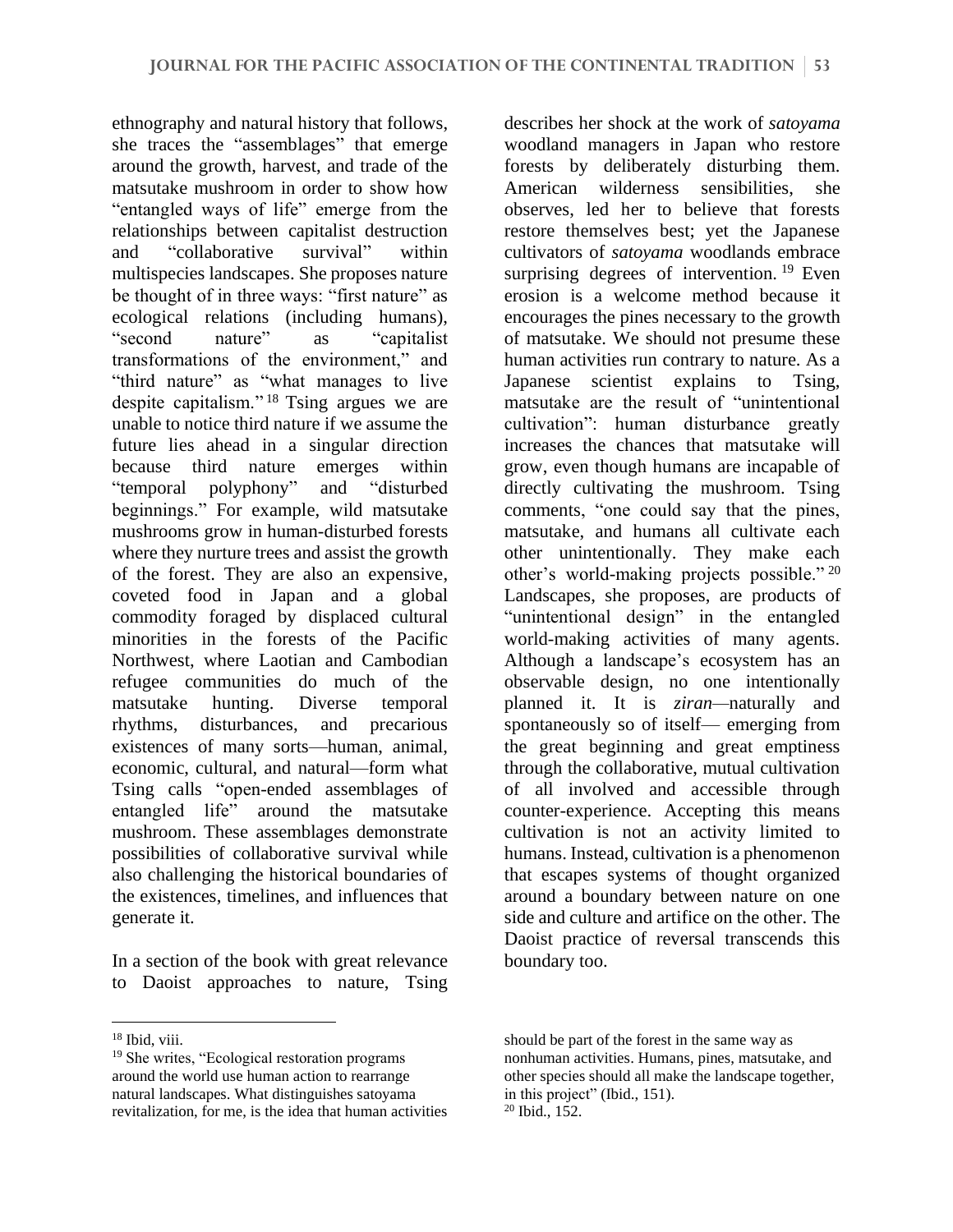ethnography and natural history that follows, she traces the "assemblages" that emerge around the growth, harvest, and trade of the matsutake mushroom in order to show how "entangled ways of life" emerge from the relationships between capitalist destruction and "collaborative survival" within multispecies landscapes. She proposes nature be thought of in three ways: "first nature" as ecological relations (including humans), "second nature" as "capitalist transformations of the environment," and "third nature" as "what manages to live despite capitalism."[18] Tsing argues we are unable to notice third nature if we assume the future lies ahead in a singular direction because third nature emerges within "temporal polyphony" and "disturbed beginnings." For example, wild matsutake mushrooms grow in human-disturbed forests where they nurture trees and assist the growth of the forest. They are also an expensive, coveted food in Japan and a global commodity foraged by displaced cultural minorities in the forests of the Pacific Northwest, where Laotian and Cambodian refugee communities do much of the matsutake hunting. Diverse temporal rhythms, disturbances, and precarious existences of many sorts—human, animal, economic, cultural, and natural—form what Tsing calls "open-ended assemblages of entangled life" around the matsutake mushroom. These assemblages demonstrate possibilities of collaborative survival while also challenging the historical boundaries of the existences, timelines, and influences that generate it.

In a section of the book with great relevance to Daoist approaches to nature, Tsing describes her shock at the work of *satoyama* woodland managers in Japan who restore forests by deliberately disturbing them. American wilderness sensibilities, she observes, led her to believe that forests restore themselves best; yet the Japanese cultivators of *satoyama* woodlands embrace surprising degrees of intervention.[19] Even erosion is a welcome method because it encourages the pines necessary to the growth of matsutake. We should not presume these human activities run contrary to nature. As a Japanese scientist explains to Tsing, matsutake are the result of "unintentional cultivation": human disturbance greatly increases the chances that matsutake will grow, even though humans are incapable of directly cultivating the mushroom. Tsing comments, "one could say that the pines, matsutake, and humans all cultivate each other unintentionally. They make each other's world-making projects possible."[20] Landscapes, she proposes, are products of "unintentional design" in the entangled world-making activities of many agents. Although a landscape's ecosystem has an observable design, no one intentionally planned it. It is *ziran*—naturally and spontaneously so of itself— emerging from the great beginning and great emptiness through the collaborative, mutual cultivation of all involved and accessible through counter-experience. Accepting this means cultivation is not an activity limited to humans. Instead, cultivation is a phenomenon that escapes systems of thought organized around a boundary between nature on one side and culture and artifice on the other. The Daoist practice of reversal transcends this boundary too.

---

[18] Ibid, viii.

[19] She writes, "Ecological restoration programs around the world use human action to rearrange natural landscapes. What distinguishes satoyama revitalization, for me, is the idea that human activities should be part of the forest in the same way as nonhuman activities. Humans, pines, matsutake, and other species should all make the landscape together, in this project" (Ibid., 151).

[20] Ibid., 152.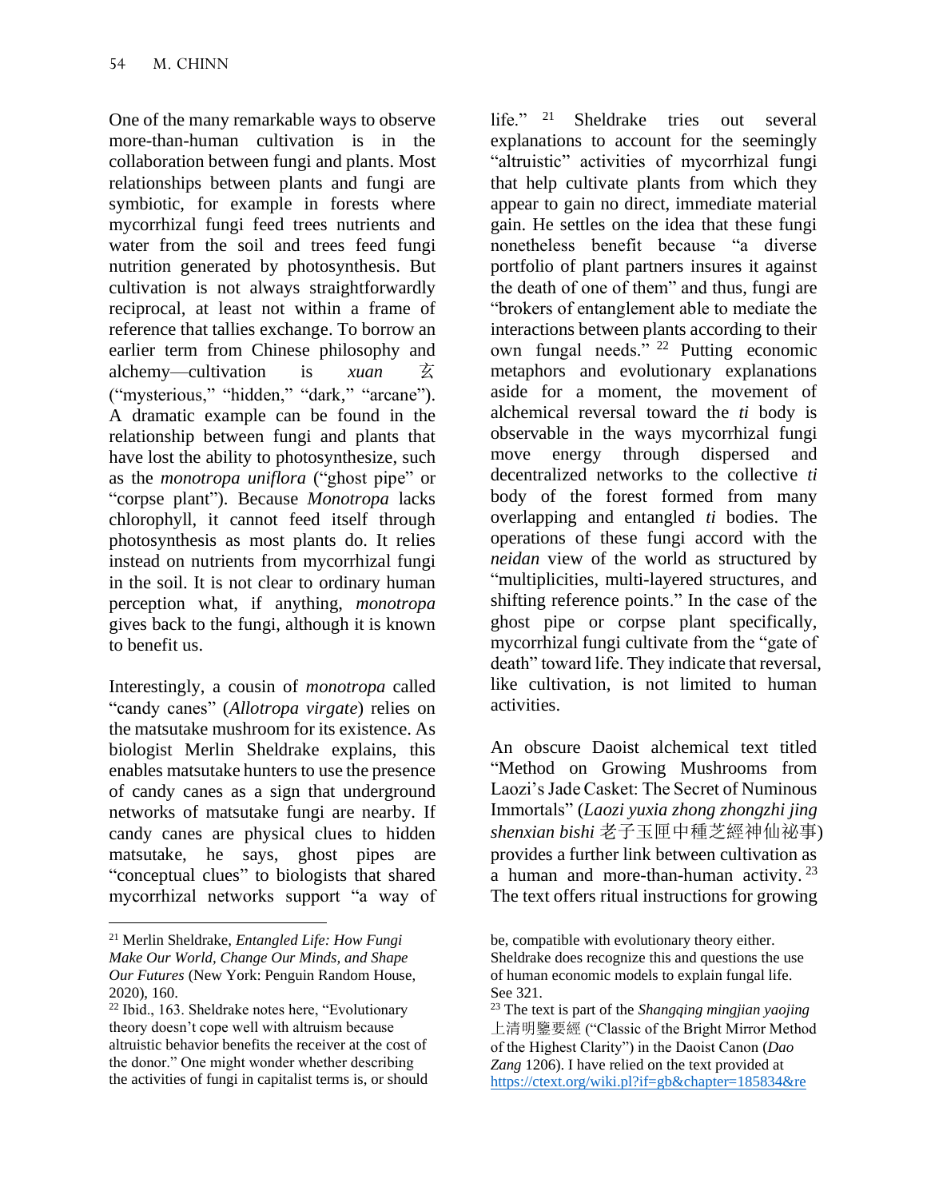One of the many remarkable ways to observe more-than-human cultivation is in the collaboration between fungi and plants. Most relationships between plants and fungi are symbiotic, for example in forests where mycorrhizal fungi feed trees nutrients and water from the soil and trees feed fungi nutrition generated by photosynthesis. But cultivation is not always straightforwardly reciprocal, at least not within a frame of reference that tallies exchange. To borrow an earlier term from Chinese philosophy and alchemy—cultivation is *xuan* 玄 ("mysterious," "hidden," "dark," "arcane"). A dramatic example can be found in the relationship between fungi and plants that have lost the ability to photosynthesize, such as the *monotropa uniflora* ("ghost pipe" or "corpse plant"). Because *Monotropa* lacks chlorophyll, it cannot feed itself through photosynthesis as most plants do. It relies instead on nutrients from mycorrhizal fungi in the soil. It is not clear to ordinary human perception what, if anything, *monotropa* gives back to the fungi, although it is known to benefit us.

Interestingly, a cousin of *monotropa* called "candy canes" (*Allotropa virgate*) relies on the matsutake mushroom for its existence. As biologist Merlin Sheldrake explains, this enables matsutake hunters to use the presence of candy canes as a sign that underground networks of matsutake fungi are nearby. If candy canes are physical clues to hidden matsutake, he says, ghost pipes are "conceptual clues" to biologists that shared mycorrhizal networks support "a way of life."[21] Sheldrake tries out several explanations to account for the seemingly "altruistic" activities of mycorrhizal fungi that help cultivate plants from which they appear to gain no direct, immediate material gain. He settles on the idea that these fungi nonetheless benefit because "a diverse portfolio of plant partners insures it against the death of one of them" and thus, fungi are "brokers of entanglement able to mediate the interactions between plants according to their own fungal needs."[22] Putting economic metaphors and evolutionary explanations aside for a moment, the movement of alchemical reversal toward the *ti* body is observable in the ways mycorrhizal fungi move energy through dispersed and decentralized networks to the collective *ti* body of the forest formed from many overlapping and entangled *ti* bodies. The operations of these fungi accord with the *neidan* view of the world as structured by "multiplicities, multi-layered structures, and shifting reference points." In the case of the ghost pipe or corpse plant specifically, mycorrhizal fungi cultivate from the "gate of death" toward life. They indicate that reversal, like cultivation, is not limited to human activities.

An obscure Daoist alchemical text titled "Method on Growing Mushrooms from Laozi's Jade Casket: The Secret of Numinous Immortals" (*Laozi yuxia zhong zhongzhi jing shenxian bishi* 老子玉匣中種芝經神仙祕事) provides a further link between cultivation as a human and more-than-human activity.[23] The text offers ritual instructions for growing

---

[21] Merlin Sheldrake, *Entangled Life: How Fungi Make Our World, Change Our Minds, and Shape Our Futures* (New York: Penguin Random House, 2020), 160.

[22] Ibid., 163. Sheldrake notes here, "Evolutionary theory doesn't cope well with altruism because altruistic behavior benefits the receiver at the cost of the donor." One might wonder whether describing the activities of fungi in capitalist terms is, or should be, compatible with evolutionary theory either. Sheldrake does recognize this and questions the use of human economic models to explain fungal life. See 321.

[23] The text is part of the *Shangqing mingjian yaojing* 上清明鑒要經 ("Classic of the Bright Mirror Method of the Highest Clarity") in the Daoist Canon (*Dao Zang* 1206). I have relied on the text provided at https://ctext.org/wiki.pl?if=gb&chapter=185834&re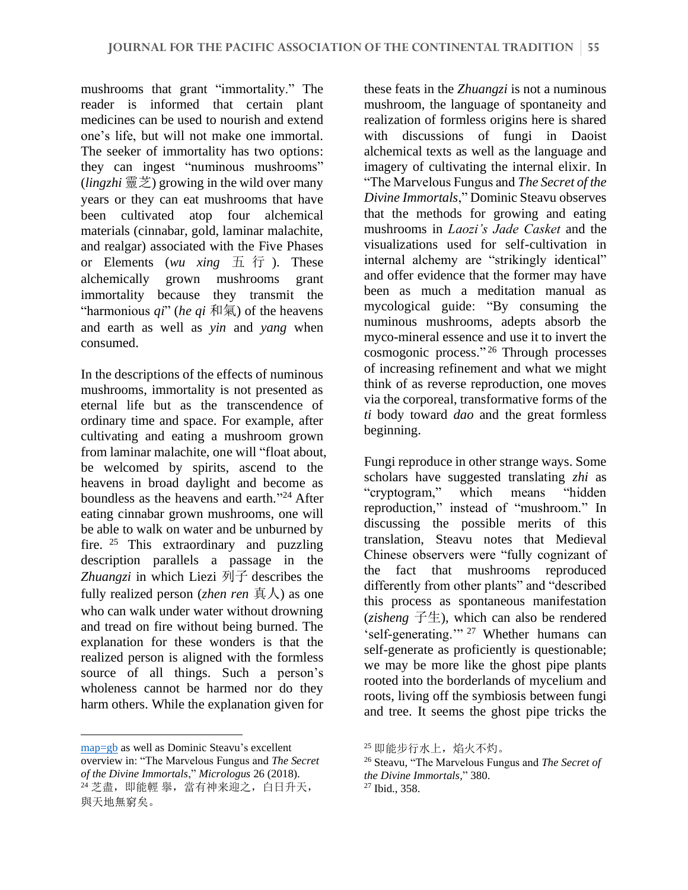mushrooms that grant "immortality." The reader is informed that certain plant medicines can be used to nourish and extend one's life, but will not make one immortal. The seeker of immortality has two options: they can ingest "numinous mushrooms" (*lingzhi* 靈芝) growing in the wild over many years or they can eat mushrooms that have been cultivated atop four alchemical materials (cinnabar, gold, laminar malachite, and realgar) associated with the Five Phases or Elements (*wu xing* 五行). These alchemically grown mushrooms grant immortality because they transmit the "harmonious *qi*" (*he qi* 和氣) of the heavens and earth as well as *yin* and *yang* when consumed.

In the descriptions of the effects of numinous mushrooms, immortality is not presented as eternal life but as the transcendence of ordinary time and space. For example, after cultivating and eating a mushroom grown from laminar malachite, one will "float about, be welcomed by spirits, ascend to the heavens in broad daylight and become as boundless as the heavens and earth."[24] After eating cinnabar grown mushrooms, one will be able to walk on water and be unburned by fire.[25] This extraordinary and puzzling description parallels a passage in the *Zhuangzi* in which Liezi 列子 describes the fully realized person (*zhen ren* 真人) as one who can walk under water without drowning and tread on fire without being burned. The explanation for these wonders is that the realized person is aligned with the formless source of all things. Such a person's wholeness cannot be harmed nor do they harm others. While the explanation given for these feats in the *Zhuangzi* is not a numinous mushroom, the language of spontaneity and realization of formless origins here is shared with discussions of fungi in Daoist alchemical texts as well as the language and imagery of cultivating the internal elixir. In "The Marvelous Fungus and *The Secret of the Divine Immortals*," Dominic Steavu observes that the methods for growing and eating mushrooms in *Laozi's Jade Casket* and the visualizations used for self-cultivation in internal alchemy are "strikingly identical" and offer evidence that the former may have been as much a meditation manual as mycological guide: "By consuming the numinous mushrooms, adepts absorb the myco-mineral essence and use it to invert the cosmogonic process."[26] Through processes of increasing refinement and what we might think of as reverse reproduction, one moves via the corporeal, transformative forms of the *ti* body toward *dao* and the great formless beginning.

Fungi reproduce in other strange ways. Some scholars have suggested translating *zhi* as "cryptogram," which means "hidden reproduction," instead of "mushroom." In discussing the possible merits of this translation, Steavu notes that Medieval Chinese observers were "fully cognizant of the fact that mushrooms reproduced differently from other plants" and "described this process as spontaneous manifestation (*zisheng* 子生), which can also be rendered 'self-generating.'"[27] Whether humans can self-generate as proficiently is questionable; we may be more like the ghost pipe plants rooted into the borderlands of mycelium and roots, living off the symbiosis between fungi and tree. It seems the ghost pipe tricks the

---

map=gb as well as Dominic Steavu's excellent overview in: "The Marvelous Fungus and *The Secret of the Divine Immortals*," *Micrologus* 26 (2018).

[24] 芝盡，即能輕舉，當有神来迎之，白日升天，與天地無窮矣。

[25] 即能步行水上，焰火不灼。

[26] Steavu, "The Marvelous Fungus and *The Secret of the Divine Immortals*," 380.

[27] Ibid., 358.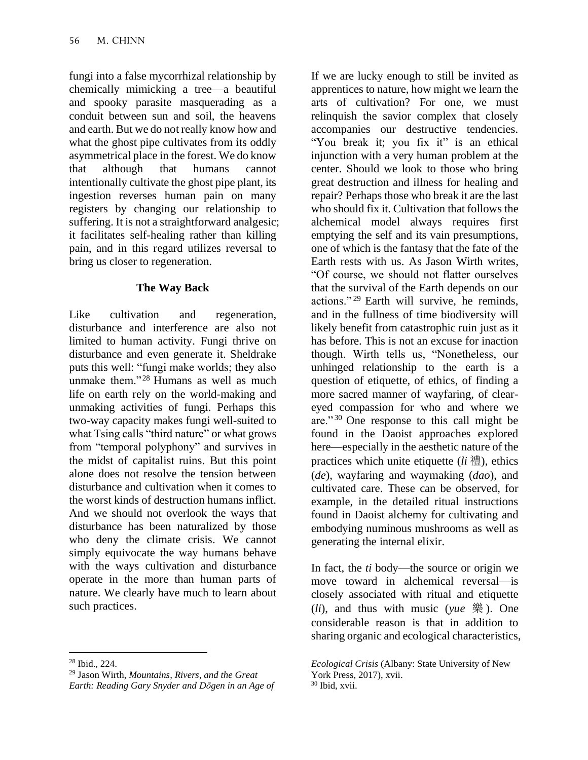fungi into a false mycorrhizal relationship by chemically mimicking a tree—a beautiful and spooky parasite masquerading as a conduit between sun and soil, the heavens and earth. But we do not really know how and what the ghost pipe cultivates from its oddly asymmetrical place in the forest. We do know that although that humans cannot intentionally cultivate the ghost pipe plant, its ingestion reverses human pain on many registers by changing our relationship to suffering. It is not a straightforward analgesic; it facilitates self-healing rather than killing pain, and in this regard utilizes reversal to bring us closer to regeneration.

## The Way Back

Like cultivation and regeneration, disturbance and interference are also not limited to human activity. Fungi thrive on disturbance and even generate it. Sheldrake puts this well: "fungi make worlds; they also unmake them."[28] Humans as well as much life on earth rely on the world-making and unmaking activities of fungi. Perhaps this two-way capacity makes fungi well-suited to what Tsing calls "third nature" or what grows from "temporal polyphony" and survives in the midst of capitalist ruins. But this point alone does not resolve the tension between disturbance and cultivation when it comes to the worst kinds of destruction humans inflict. And we should not overlook the ways that disturbance has been naturalized by those who deny the climate crisis. We cannot simply equivocate the way humans behave with the ways cultivation and disturbance operate in the more than human parts of nature. We clearly have much to learn about such practices.

If we are lucky enough to still be invited as apprentices to nature, how might we learn the arts of cultivation? For one, we must relinquish the savior complex that closely accompanies our destructive tendencies. "You break it; you fix it" is an ethical injunction with a very human problem at the center. Should we look to those who bring great destruction and illness for healing and repair? Perhaps those who break it are the last who should fix it. Cultivation that follows the alchemical model always requires first emptying the self and its vain presumptions, one of which is the fantasy that the fate of the Earth rests with us. As Jason Wirth writes, "Of course, we should not flatter ourselves that the survival of the Earth depends on our actions."[29] Earth will survive, he reminds, and in the fullness of time biodiversity will likely benefit from catastrophic ruin just as it has before. This is not an excuse for inaction though. Wirth tells us, "Nonetheless, our unhinged relationship to the earth is a question of etiquette, of ethics, of finding a more sacred manner of wayfaring, of clear-eyed compassion for who and where we are."[30] One response to this call might be found in the Daoist approaches explored here—especially in the aesthetic nature of the practices which unite etiquette (*li* 禮), ethics (*de*), wayfaring and waymaking (*dao*), and cultivated care. These can be observed, for example, in the detailed ritual instructions found in Daoist alchemy for cultivating and embodying numinous mushrooms as well as generating the internal elixir.

In fact, the *ti* body—the source or origin we move toward in alchemical reversal—is closely associated with ritual and etiquette (*li*), and thus with music (*yue* 樂). One considerable reason is that in addition to sharing organic and ecological characteristics,

---

[28] Ibid., 224.

[29] Jason Wirth, *Mountains, Rivers, and the Great Earth: Reading Gary Snyder and Dōgen in an Age of Ecological Crisis* (Albany: State University of New York Press, 2017), xvii.

[30] Ibid, xvii.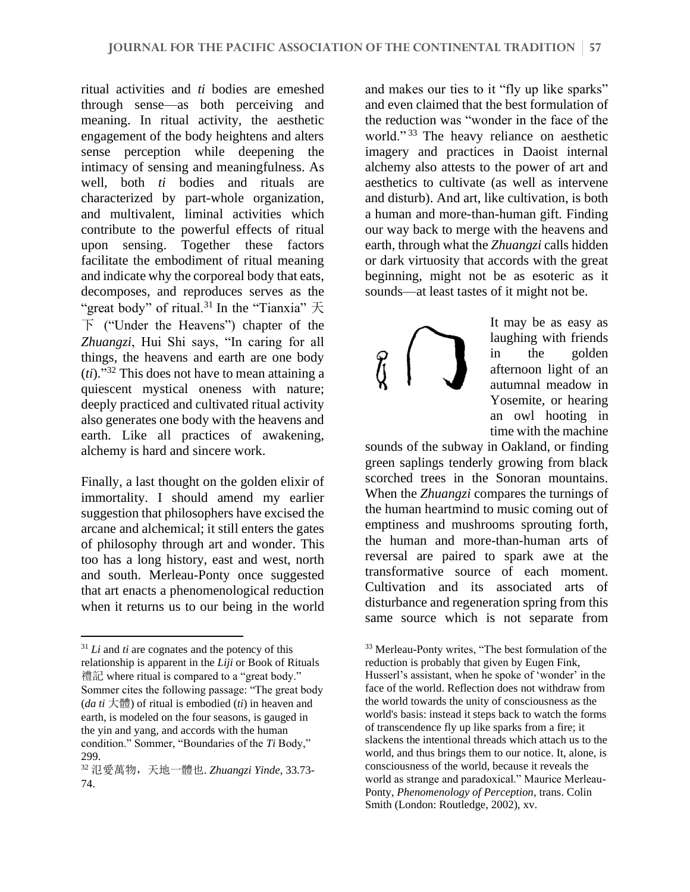ritual activities and *ti* bodies are emeshed through sense—as both perceiving and meaning. In ritual activity, the aesthetic engagement of the body heightens and alters sense perception while deepening the intimacy of sensing and meaningfulness. As well, both *ti* bodies and rituals are characterized by part-whole organization, and multivalent, liminal activities which contribute to the powerful effects of ritual upon sensing. Together these factors facilitate the embodiment of ritual meaning and indicate why the corporeal body that eats, decomposes, and reproduces serves as the "great body" of ritual.[31] In the "Tianxia" 天下 ("Under the Heavens") chapter of the *Zhuangzi*, Hui Shi says, "In caring for all things, the heavens and earth are one body (*ti*)."[32] This does not have to mean attaining a quiescent mystical oneness with nature; deeply practiced and cultivated ritual activity also generates one body with the heavens and earth. Like all practices of awakening, alchemy is hard and sincere work.

Finally, a last thought on the golden elixir of immortality. I should amend my earlier suggestion that philosophers have excised the arcane and alchemical; it still enters the gates of philosophy through art and wonder. This too has a long history, east and west, north and south. Merleau-Ponty once suggested that art enacts a phenomenological reduction when it returns us to our being in the world and makes our ties to it "fly up like sparks" and even claimed that the best formulation of the reduction was "wonder in the face of the world."[33] The heavy reliance on aesthetic imagery and practices in Daoist internal alchemy also attests to the power of art and aesthetics to cultivate (as well as intervene and disturb). And art, like cultivation, is both a human and more-than-human gift. Finding our way back to merge with the heavens and earth, through what the *Zhuangzi* calls hidden or dark virtuosity that accords with the great beginning, might not be as esoteric as it sounds—at least tastes of it might not be.

It may be as easy as laughing with friends in the golden afternoon light of an autumnal meadow in Yosemite, or hearing an owl hooting in time with the machine sounds of the subway in Oakland, or finding green saplings tenderly growing from black scorched trees in the Sonoran mountains. When the *Zhuangzi* compares the turnings of the human heartmind to music coming out of emptiness and mushrooms sprouting forth, the human and more-than-human arts of reversal are paired to spark awe at the transformative source of each moment. Cultivation and its associated arts of disturbance and regeneration spring from this same source which is not separate from

---

[31] *Li* and *ti* are cognates and the potency of this relationship is apparent in the *Liji* or Book of Rituals 禮記 where ritual is compared to a "great body." Sommer cites the following passage: "The great body (*da ti* 大體) of ritual is embodied (*ti*) in heaven and earth, is modeled on the four seasons, is gauged in the yin and yang, and accords with the human condition." Sommer, "Boundaries of the *Ti* Body," 299.

[32] 氾愛萬物，天地一體也. *Zhuangzi Yinde*, 33.73-74.

[33] Merleau-Ponty writes, "The best formulation of the reduction is probably that given by Eugen Fink, Husserl's assistant, when he spoke of 'wonder' in the face of the world. Reflection does not withdraw from the world towards the unity of consciousness as the world's basis: instead it steps back to watch the forms of transcendence fly up like sparks from a fire; it slackens the intentional threads which attach us to the world, and thus brings them to our notice. It, alone, is consciousness of the world, because it reveals the world as strange and paradoxical." Maurice Merleau-Ponty, *Phenomenology of Perception*, trans. Colin Smith (London: Routledge, 2002), xv.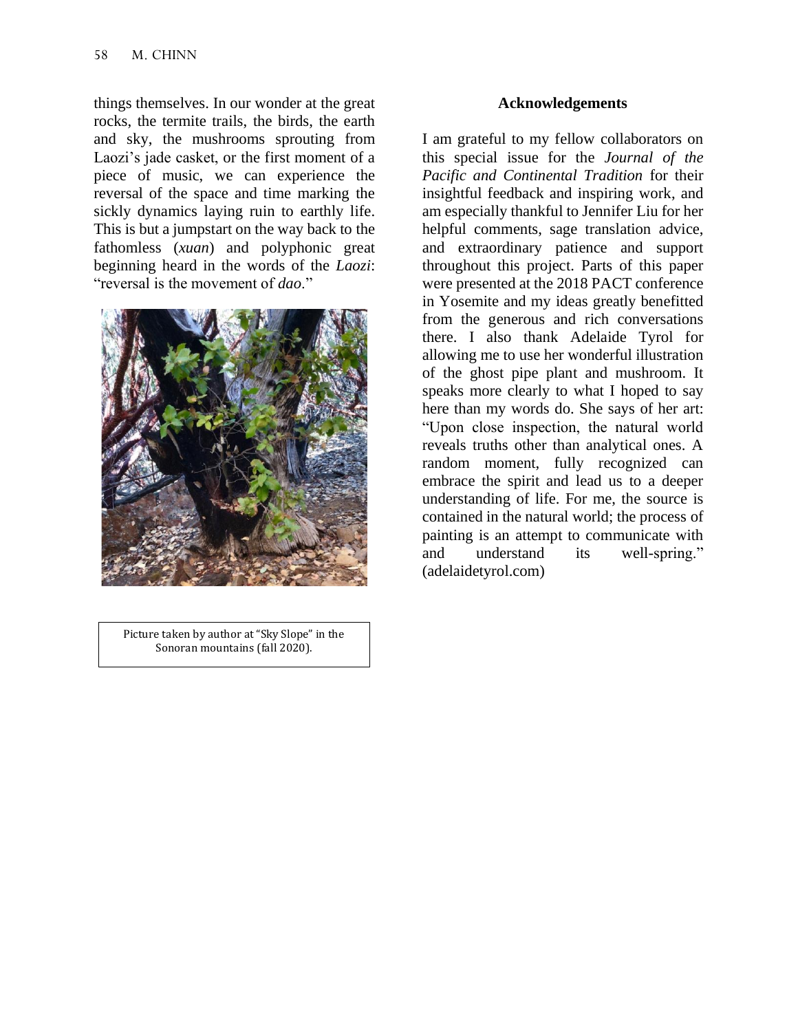things themselves. In our wonder at the great rocks, the termite trails, the birds, the earth and sky, the mushrooms sprouting from Laozi's jade casket, or the first moment of a piece of music, we can experience the reversal of the space and time marking the sickly dynamics laying ruin to earthly life. This is but a jumpstart on the way back to the fathomless (*xuan*) and polyphonic great beginning heard in the words of the *Laozi*: "reversal is the movement of *dao*."

Picture taken by author at "Sky Slope" in the Sonoran mountains (fall 2020).

## Acknowledgements

I am grateful to my fellow collaborators on this special issue for the *Journal of the Pacific and Continental Tradition* for their insightful feedback and inspiring work, and am especially thankful to Jennifer Liu for her helpful comments, sage translation advice, and extraordinary patience and support throughout this project. Parts of this paper were presented at the 2018 PACT conference in Yosemite and my ideas greatly benefitted from the generous and rich conversations there. I also thank Adelaide Tyrol for allowing me to use her wonderful illustration of the ghost pipe plant and mushroom. It speaks more clearly to what I hoped to say here than my words do. She says of her art: "Upon close inspection, the natural world reveals truths other than analytical ones. A random moment, fully recognized can embrace the spirit and lead us to a deeper understanding of life. For me, the source is contained in the natural world; the process of painting is an attempt to communicate with and understand its well-spring." (adelaidetyrol.com)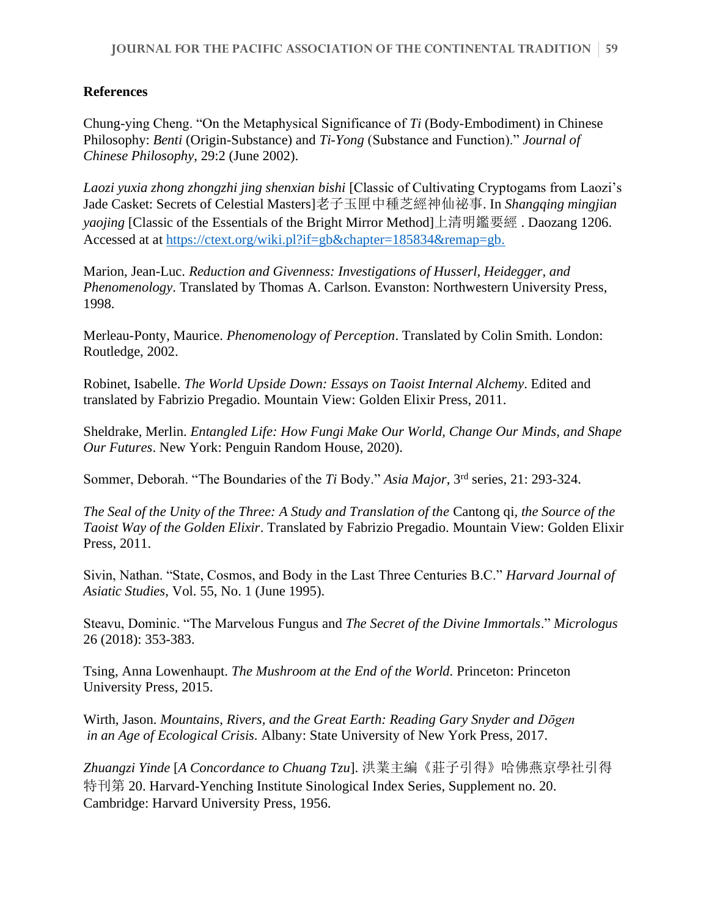## References

Chung-ying Cheng. "On the Metaphysical Significance of *Ti* (Body-Embodiment) in Chinese Philosophy: *Benti* (Origin-Substance) and *Ti-Yong* (Substance and Function)." *Journal of Chinese Philosophy*, 29:2 (June 2002).

*Laozi yuxia zhong zhongzhi jing shenxian bishi* [Classic of Cultivating Cryptogams from Laozi's Jade Casket: Secrets of Celestial Masters]老子玉匣中種芝經神仙祕事. In *Shangqing mingjian yaojing* [Classic of the Essentials of the Bright Mirror Method]上清明鑑要經 . Daozang 1206. Accessed at at https://ctext.org/wiki.pl?if=gb&chapter=185834&remap=gb.

Marion, Jean-Luc. *Reduction and Givenness: Investigations of Husserl, Heidegger, and Phenomenology*. Translated by Thomas A. Carlson. Evanston: Northwestern University Press, 1998.

Merleau-Ponty, Maurice. *Phenomenology of Perception*. Translated by Colin Smith. London: Routledge, 2002.

Robinet, Isabelle. *The World Upside Down: Essays on Taoist Internal Alchemy*. Edited and translated by Fabrizio Pregadio. Mountain View: Golden Elixir Press, 2011.

Sheldrake, Merlin. *Entangled Life: How Fungi Make Our World, Change Our Minds, and Shape Our Futures*. New York: Penguin Random House, 2020).

Sommer, Deborah. "The Boundaries of the *Ti* Body." *Asia Major*, 3rd series, 21: 293-324.

*The Seal of the Unity of the Three: A Study and Translation of the* Cantong qi*, the Source of the Taoist Way of the Golden Elixir*. Translated by Fabrizio Pregadio. Mountain View: Golden Elixir Press, 2011.

Sivin, Nathan. "State, Cosmos, and Body in the Last Three Centuries B.C." *Harvard Journal of Asiatic Studies*, Vol. 55, No. 1 (June 1995).

Steavu, Dominic. "The Marvelous Fungus and *The Secret of the Divine Immortals*." *Micrologus* 26 (2018): 353-383.

Tsing, Anna Lowenhaupt. *The Mushroom at the End of the World*. Princeton: Princeton University Press, 2015.

Wirth, Jason. *Mountains, Rivers, and the Great Earth: Reading Gary Snyder and Dōgen in an Age of Ecological Crisis*. Albany: State University of New York Press, 2017.

*Zhuangzi Yinde* [*A Concordance to Chuang Tzu*]. 洪業主編《莊子引得》哈佛燕京學社引得特刊第 20. Harvard-Yenching Institute Sinological Index Series, Supplement no. 20. Cambridge: Harvard University Press, 1956.